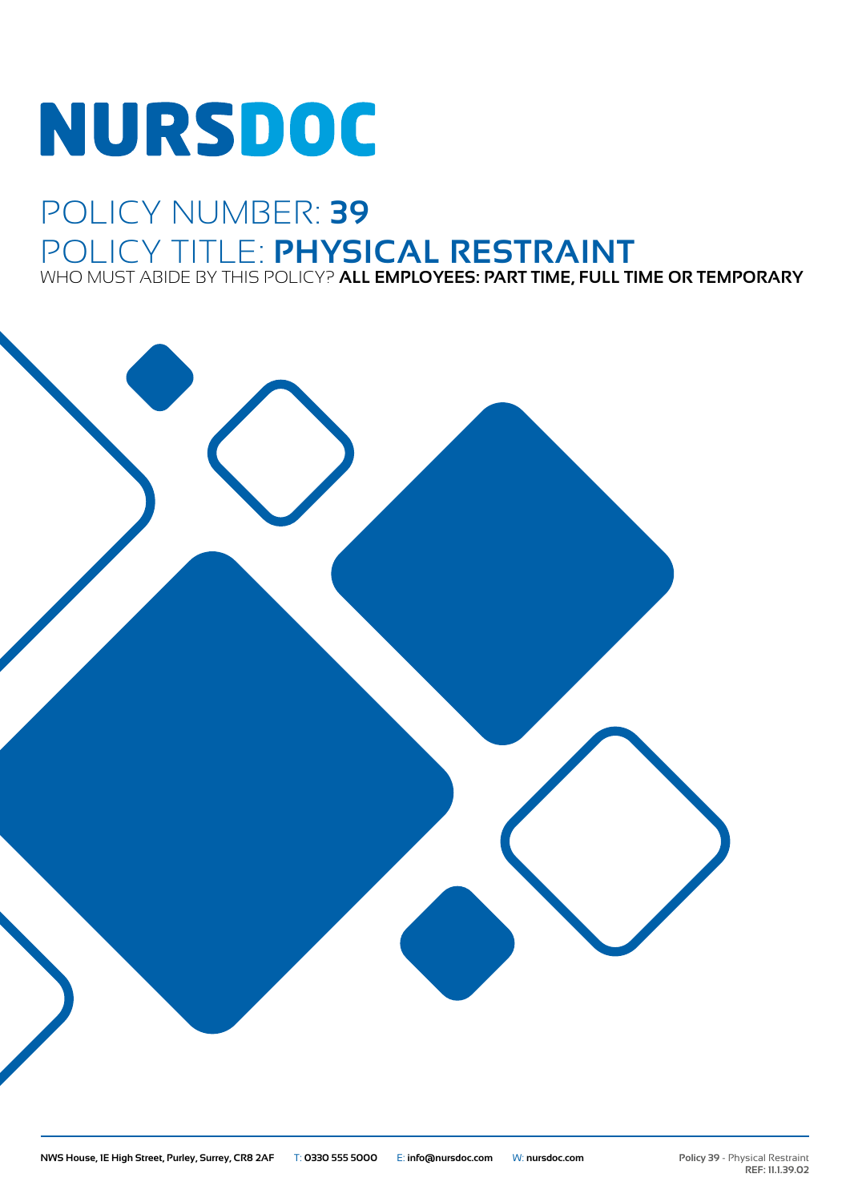# NURSDOC

## POLICY NUMBER: **39**

## POLICY TITLE: **PHYSICAL RESTRAINT**

WHO MUST ABIDE BY THIS POLICY? **ALL EMPLOYEES: PART TIME, FULL TIME OR TEMPORARY**

**NWS House, 1E High Street, Purley, Surrey, CR8 2AF** T: **0330 555 5000** E: **info@nursdoc.com** W: **nursdoc.com**

**Policy 39** - Physical Restraint
**REF: 11.1.39.02**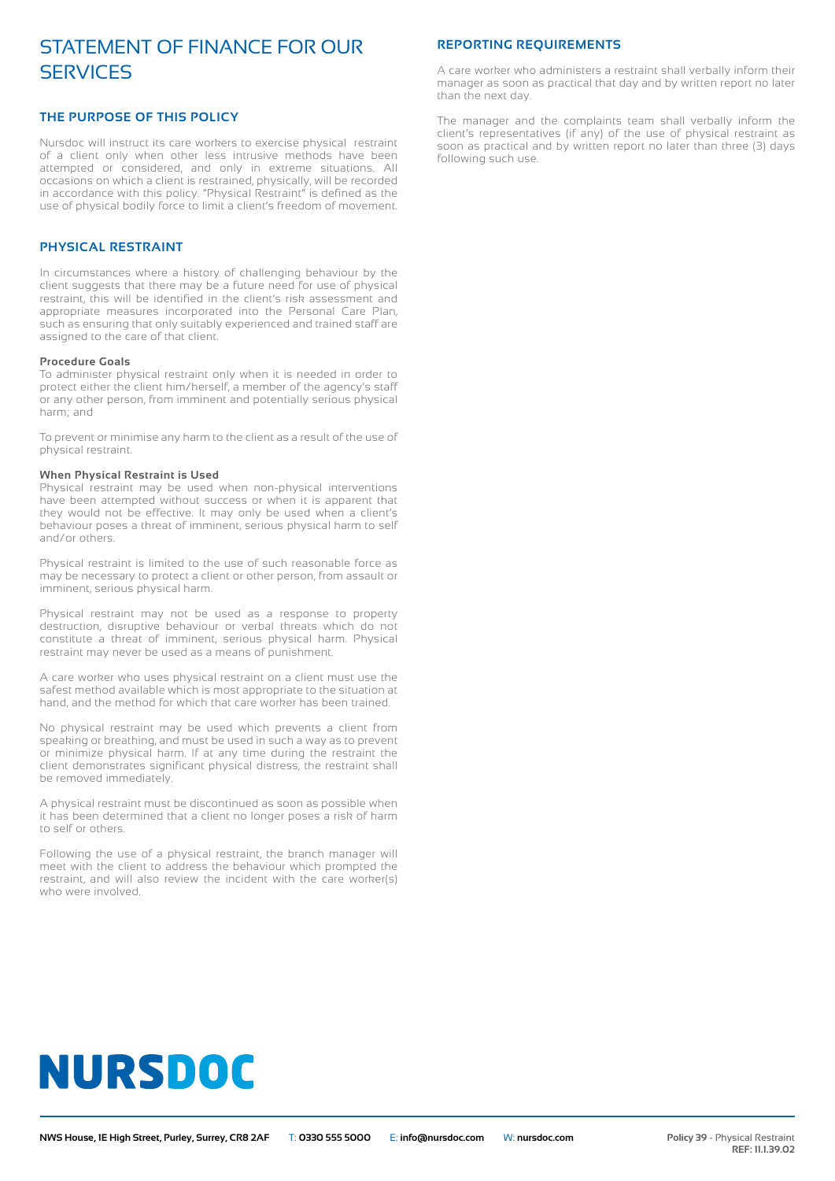# STATEMENT OF FINANCE FOR OUR SERVICES

## THE PURPOSE OF THIS POLICY

Nursdoc will instruct its care workers to exercise physical restraint of a client only when other less intrusive methods have been attempted or considered, and only in extreme situations. All occasions on which a client is restrained, physically, will be recorded in accordance with this policy. "Physical Restraint" is defined as the use of physical bodily force to limit a client's freedom of movement.

## PHYSICAL RESTRAINT

In circumstances where a history of challenging behaviour by the client suggests that there may be a future need for use of physical restraint, this will be identified in the client's risk assessment and appropriate measures incorporated into the Personal Care Plan, such as ensuring that only suitably experienced and trained staff are assigned to the care of that client.

**Procedure Goals**

To administer physical restraint only when it is needed in order to protect either the client him/herself, a member of the agency's staff or any other person, from imminent and potentially serious physical harm; and

To prevent or minimise any harm to the client as a result of the use of physical restraint.

**When Physical Restraint is Used**

Physical restraint may be used when non-physical interventions have been attempted without success or when it is apparent that they would not be effective. It may only be used when a client's behaviour poses a threat of imminent, serious physical harm to self and/or others.

Physical restraint is limited to the use of such reasonable force as may be necessary to protect a client or other person, from assault or imminent, serious physical harm.

Physical restraint may not be used as a response to property destruction, disruptive behaviour or verbal threats which do not constitute a threat of imminent, serious physical harm. Physical restraint may never be used as a means of punishment.

A care worker who uses physical restraint on a client must use the safest method available which is most appropriate to the situation at hand, and the method for which that care worker has been trained.

No physical restraint may be used which prevents a client from speaking or breathing, and must be used in such a way as to prevent or minimize physical harm. If at any time during the restraint the client demonstrates significant physical distress, the restraint shall be removed immediately.

A physical restraint must be discontinued as soon as possible when it has been determined that a client no longer poses a risk of harm to self or others.

Following the use of a physical restraint, the branch manager will meet with the client to address the behaviour which prompted the restraint, and will also review the incident with the care worker(s) who were involved.

## REPORTING REQUIREMENTS

A care worker who administers a restraint shall verbally inform their manager as soon as practical that day and by written report no later than the next day.

The manager and the complaints team shall verbally inform the client's representatives (if any) of the use of physical restraint as soon as practical and by written report no later than three (3) days following such use.

NURSDOC

NWS House, 1E High Street, Purley, Surrey, CR8 2AF T: 0330 555 5000 E: info@nursdoc.com W: nursdoc.com

Policy 39 - Physical Restraint
REF: 11.1.39.02